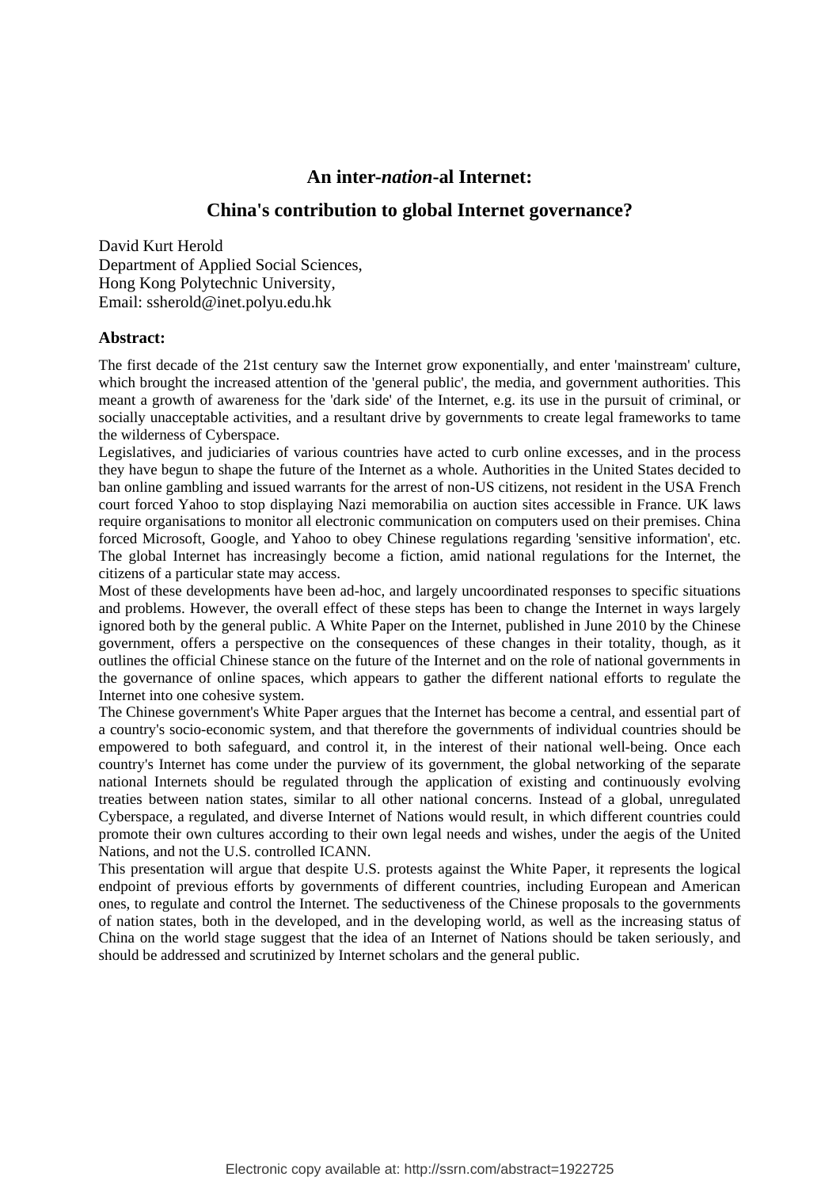# An inter-*nation*-al Internet:

# China's contribution to global Internet governance?

David Kurt Herold
Department of Applied Social Sciences,
Hong Kong Polytechnic University,
Email: ssherold@inet.polyu.edu.hk

### Abstract:

The first decade of the 21st century saw the Internet grow exponentially, and enter 'mainstream' culture, which brought the increased attention of the 'general public', the media, and government authorities. This meant a growth of awareness for the 'dark side' of the Internet, e.g. its use in the pursuit of criminal, or socially unacceptable activities, and a resultant drive by governments to create legal frameworks to tame the wilderness of Cyberspace.

Legislatives, and judiciaries of various countries have acted to curb online excesses, and in the process they have begun to shape the future of the Internet as a whole. Authorities in the United States decided to ban online gambling and issued warrants for the arrest of non-US citizens, not resident in the USA French court forced Yahoo to stop displaying Nazi memorabilia on auction sites accessible in France. UK laws require organisations to monitor all electronic communication on computers used on their premises. China forced Microsoft, Google, and Yahoo to obey Chinese regulations regarding 'sensitive information', etc. The global Internet has increasingly become a fiction, amid national regulations for the Internet, the citizens of a particular state may access.

Most of these developments have been ad-hoc, and largely uncoordinated responses to specific situations and problems. However, the overall effect of these steps has been to change the Internet in ways largely ignored both by the general public. A White Paper on the Internet, published in June 2010 by the Chinese government, offers a perspective on the consequences of these changes in their totality, though, as it outlines the official Chinese stance on the future of the Internet and on the role of national governments in the governance of online spaces, which appears to gather the different national efforts to regulate the Internet into one cohesive system.

The Chinese government's White Paper argues that the Internet has become a central, and essential part of a country's socio-economic system, and that therefore the governments of individual countries should be empowered to both safeguard, and control it, in the interest of their national well-being. Once each country's Internet has come under the purview of its government, the global networking of the separate national Internets should be regulated through the application of existing and continuously evolving treaties between nation states, similar to all other national concerns. Instead of a global, unregulated Cyberspace, a regulated, and diverse Internet of Nations would result, in which different countries could promote their own cultures according to their own legal needs and wishes, under the aegis of the United Nations, and not the U.S. controlled ICANN.

This presentation will argue that despite U.S. protests against the White Paper, it represents the logical endpoint of previous efforts by governments of different countries, including European and American ones, to regulate and control the Internet. The seductiveness of the Chinese proposals to the governments of nation states, both in the developed, and in the developing world, as well as the increasing status of China on the world stage suggest that the idea of an Internet of Nations should be taken seriously, and should be addressed and scrutinized by Internet scholars and the general public.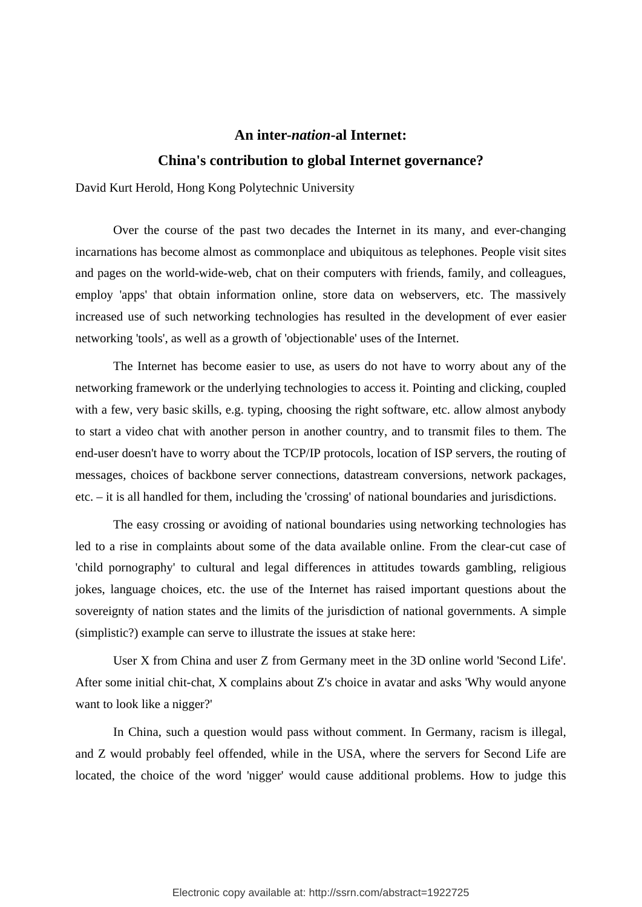## An inter-*nation*-al Internet:

## China's contribution to global Internet governance?

David Kurt Herold, Hong Kong Polytechnic University

Over the course of the past two decades the Internet in its many, and ever-changing incarnations has become almost as commonplace and ubiquitous as telephones. People visit sites and pages on the world-wide-web, chat on their computers with friends, family, and colleagues, employ 'apps' that obtain information online, store data on webservers, etc. The massively increased use of such networking technologies has resulted in the development of ever easier networking 'tools', as well as a growth of 'objectionable' uses of the Internet.

The Internet has become easier to use, as users do not have to worry about any of the networking framework or the underlying technologies to access it. Pointing and clicking, coupled with a few, very basic skills, e.g. typing, choosing the right software, etc. allow almost anybody to start a video chat with another person in another country, and to transmit files to them. The end-user doesn't have to worry about the TCP/IP protocols, location of ISP servers, the routing of messages, choices of backbone server connections, datastream conversions, network packages, etc. – it is all handled for them, including the 'crossing' of national boundaries and jurisdictions.

The easy crossing or avoiding of national boundaries using networking technologies has led to a rise in complaints about some of the data available online. From the clear-cut case of 'child pornography' to cultural and legal differences in attitudes towards gambling, religious jokes, language choices, etc. the use of the Internet has raised important questions about the sovereignty of nation states and the limits of the jurisdiction of national governments. A simple (simplistic?) example can serve to illustrate the issues at stake here:

User X from China and user Z from Germany meet in the 3D online world 'Second Life'. After some initial chit-chat, X complains about Z's choice in avatar and asks 'Why would anyone want to look like a nigger?'

In China, such a question would pass without comment. In Germany, racism is illegal, and Z would probably feel offended, while in the USA, where the servers for Second Life are located, the choice of the word 'nigger' would cause additional problems. How to judge this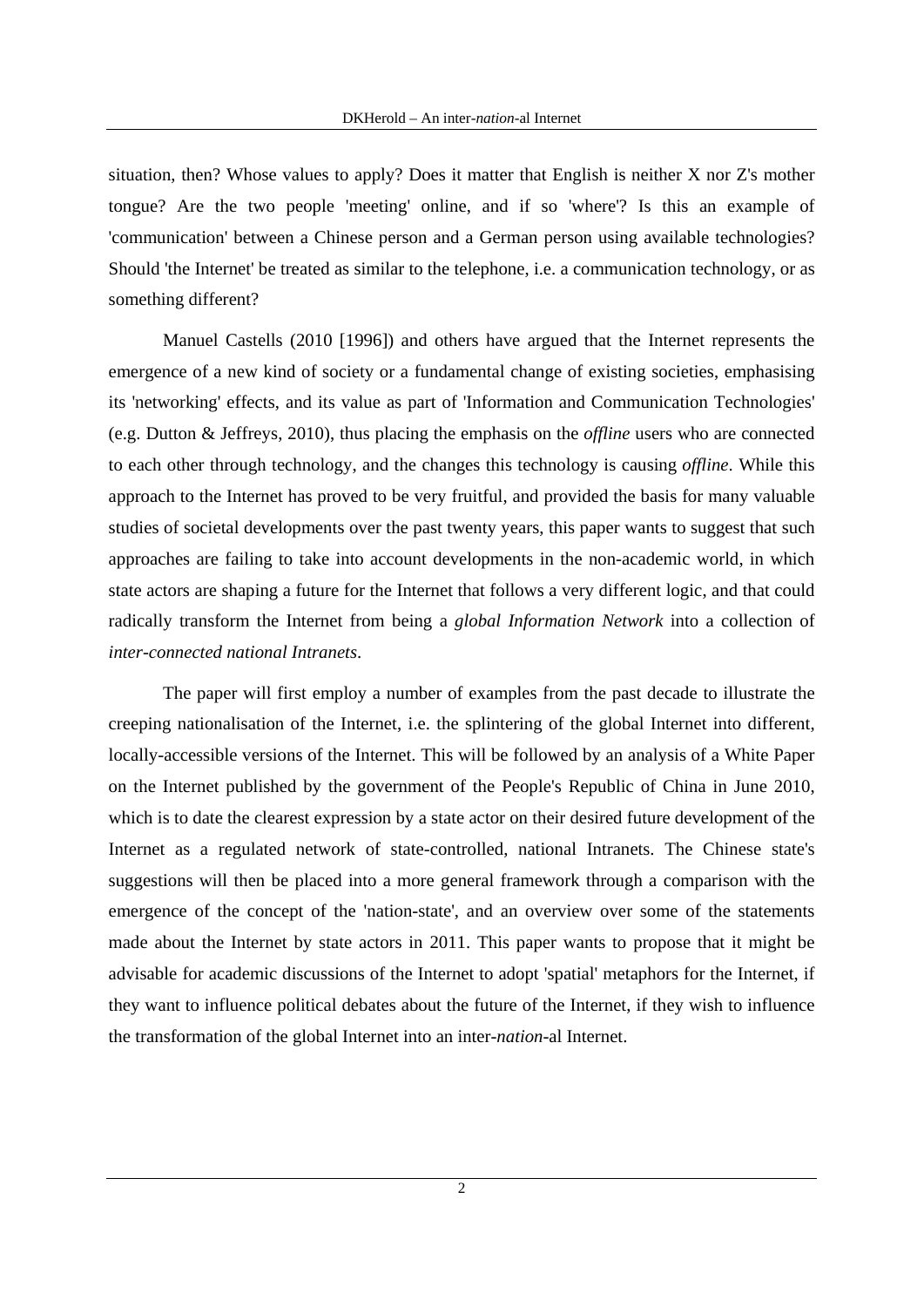situation, then? Whose values to apply? Does it matter that English is neither X nor Z's mother tongue? Are the two people 'meeting' online, and if so 'where'? Is this an example of 'communication' between a Chinese person and a German person using available technologies? Should 'the Internet' be treated as similar to the telephone, i.e. a communication technology, or as something different?

Manuel Castells (2010 [1996]) and others have argued that the Internet represents the emergence of a new kind of society or a fundamental change of existing societies, emphasising its 'networking' effects, and its value as part of 'Information and Communication Technologies' (e.g. Dutton & Jeffreys, 2010), thus placing the emphasis on the *offline* users who are connected to each other through technology, and the changes this technology is causing *offline*. While this approach to the Internet has proved to be very fruitful, and provided the basis for many valuable studies of societal developments over the past twenty years, this paper wants to suggest that such approaches are failing to take into account developments in the non-academic world, in which state actors are shaping a future for the Internet that follows a very different logic, and that could radically transform the Internet from being a *global Information Network* into a collection of *inter-connected national Intranets*.

The paper will first employ a number of examples from the past decade to illustrate the creeping nationalisation of the Internet, i.e. the splintering of the global Internet into different, locally-accessible versions of the Internet. This will be followed by an analysis of a White Paper on the Internet published by the government of the People's Republic of China in June 2010, which is to date the clearest expression by a state actor on their desired future development of the Internet as a regulated network of state-controlled, national Intranets. The Chinese state's suggestions will then be placed into a more general framework through a comparison with the emergence of the concept of the 'nation-state', and an overview over some of the statements made about the Internet by state actors in 2011. This paper wants to propose that it might be advisable for academic discussions of the Internet to adopt 'spatial' metaphors for the Internet, if they want to influence political debates about the future of the Internet, if they wish to influence the transformation of the global Internet into an inter-*nation*-al Internet.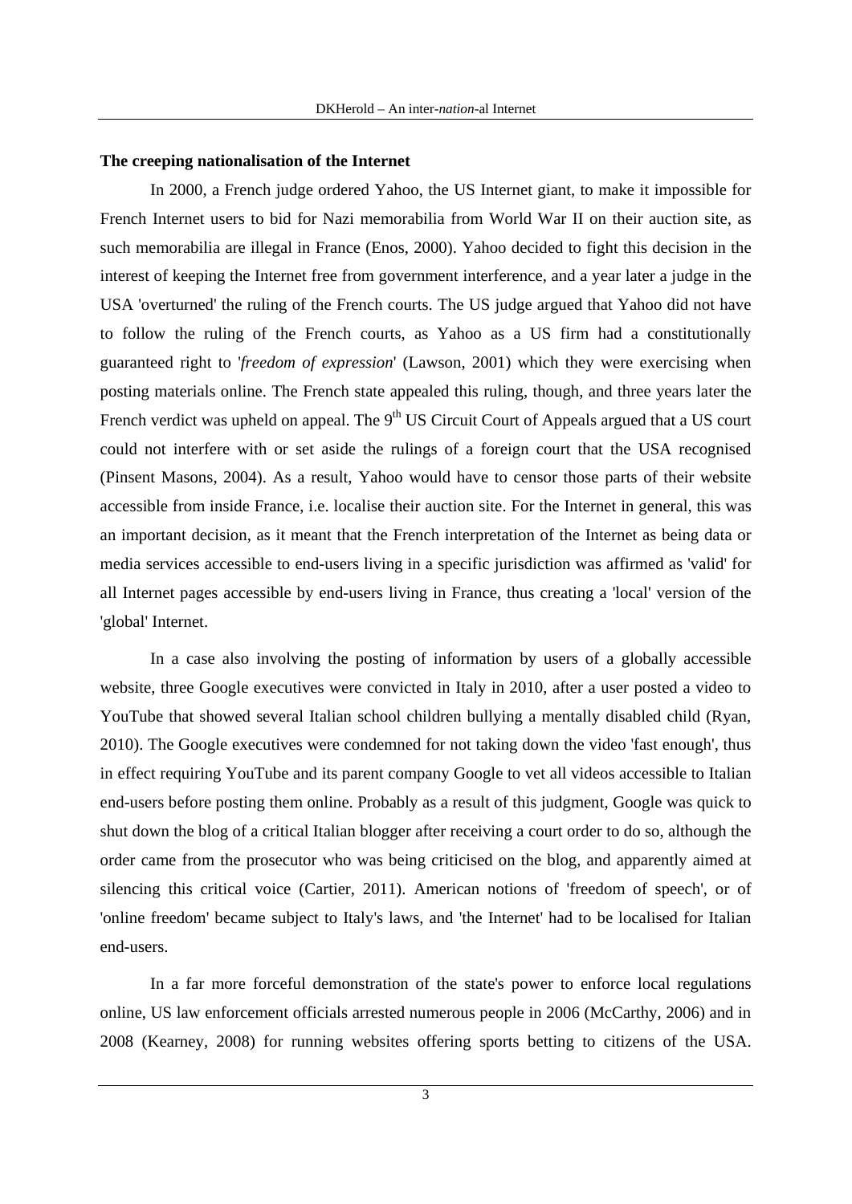**The creeping nationalisation of the Internet**

In 2000, a French judge ordered Yahoo, the US Internet giant, to make it impossible for French Internet users to bid for Nazi memorabilia from World War II on their auction site, as such memorabilia are illegal in France (Enos, 2000). Yahoo decided to fight this decision in the interest of keeping the Internet free from government interference, and a year later a judge in the USA 'overturned' the ruling of the French courts. The US judge argued that Yahoo did not have to follow the ruling of the French courts, as Yahoo as a US firm had a constitutionally guaranteed right to '*freedom of expression*' (Lawson, 2001) which they were exercising when posting materials online. The French state appealed this ruling, though, and three years later the French verdict was upheld on appeal. The 9th US Circuit Court of Appeals argued that a US court could not interfere with or set aside the rulings of a foreign court that the USA recognised (Pinsent Masons, 2004). As a result, Yahoo would have to censor those parts of their website accessible from inside France, i.e. localise their auction site. For the Internet in general, this was an important decision, as it meant that the French interpretation of the Internet as being data or media services accessible to end-users living in a specific jurisdiction was affirmed as 'valid' for all Internet pages accessible by end-users living in France, thus creating a 'local' version of the 'global' Internet.

In a case also involving the posting of information by users of a globally accessible website, three Google executives were convicted in Italy in 2010, after a user posted a video to YouTube that showed several Italian school children bullying a mentally disabled child (Ryan, 2010). The Google executives were condemned for not taking down the video 'fast enough', thus in effect requiring YouTube and its parent company Google to vet all videos accessible to Italian end-users before posting them online. Probably as a result of this judgment, Google was quick to shut down the blog of a critical Italian blogger after receiving a court order to do so, although the order came from the prosecutor who was being criticised on the blog, and apparently aimed at silencing this critical voice (Cartier, 2011). American notions of 'freedom of speech', or of 'online freedom' became subject to Italy's laws, and 'the Internet' had to be localised for Italian end-users.

In a far more forceful demonstration of the state's power to enforce local regulations online, US law enforcement officials arrested numerous people in 2006 (McCarthy, 2006) and in 2008 (Kearney, 2008) for running websites offering sports betting to citizens of the USA.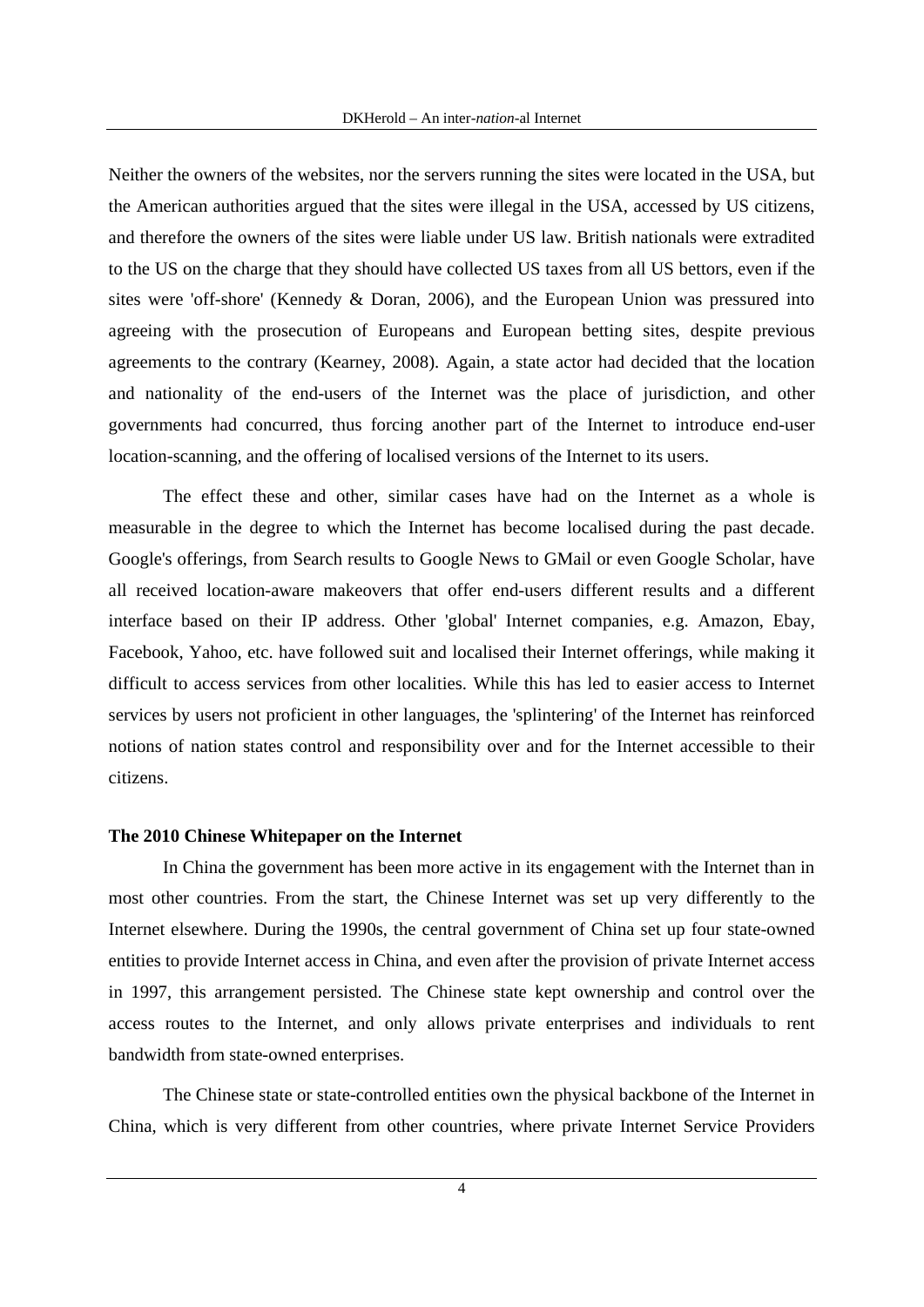Neither the owners of the websites, nor the servers running the sites were located in the USA, but the American authorities argued that the sites were illegal in the USA, accessed by US citizens, and therefore the owners of the sites were liable under US law. British nationals were extradited to the US on the charge that they should have collected US taxes from all US bettors, even if the sites were 'off-shore' (Kennedy & Doran, 2006), and the European Union was pressured into agreeing with the prosecution of Europeans and European betting sites, despite previous agreements to the contrary (Kearney, 2008). Again, a state actor had decided that the location and nationality of the end-users of the Internet was the place of jurisdiction, and other governments had concurred, thus forcing another part of the Internet to introduce end-user location-scanning, and the offering of localised versions of the Internet to its users.

The effect these and other, similar cases have had on the Internet as a whole is measurable in the degree to which the Internet has become localised during the past decade. Google's offerings, from Search results to Google News to GMail or even Google Scholar, have all received location-aware makeovers that offer end-users different results and a different interface based on their IP address. Other 'global' Internet companies, e.g. Amazon, Ebay, Facebook, Yahoo, etc. have followed suit and localised their Internet offerings, while making it difficult to access services from other localities. While this has led to easier access to Internet services by users not proficient in other languages, the 'splintering' of the Internet has reinforced notions of nation states control and responsibility over and for the Internet accessible to their citizens.

**The 2010 Chinese Whitepaper on the Internet**

In China the government has been more active in its engagement with the Internet than in most other countries. From the start, the Chinese Internet was set up very differently to the Internet elsewhere. During the 1990s, the central government of China set up four state-owned entities to provide Internet access in China, and even after the provision of private Internet access in 1997, this arrangement persisted. The Chinese state kept ownership and control over the access routes to the Internet, and only allows private enterprises and individuals to rent bandwidth from state-owned enterprises.

The Chinese state or state-controlled entities own the physical backbone of the Internet in China, which is very different from other countries, where private Internet Service Providers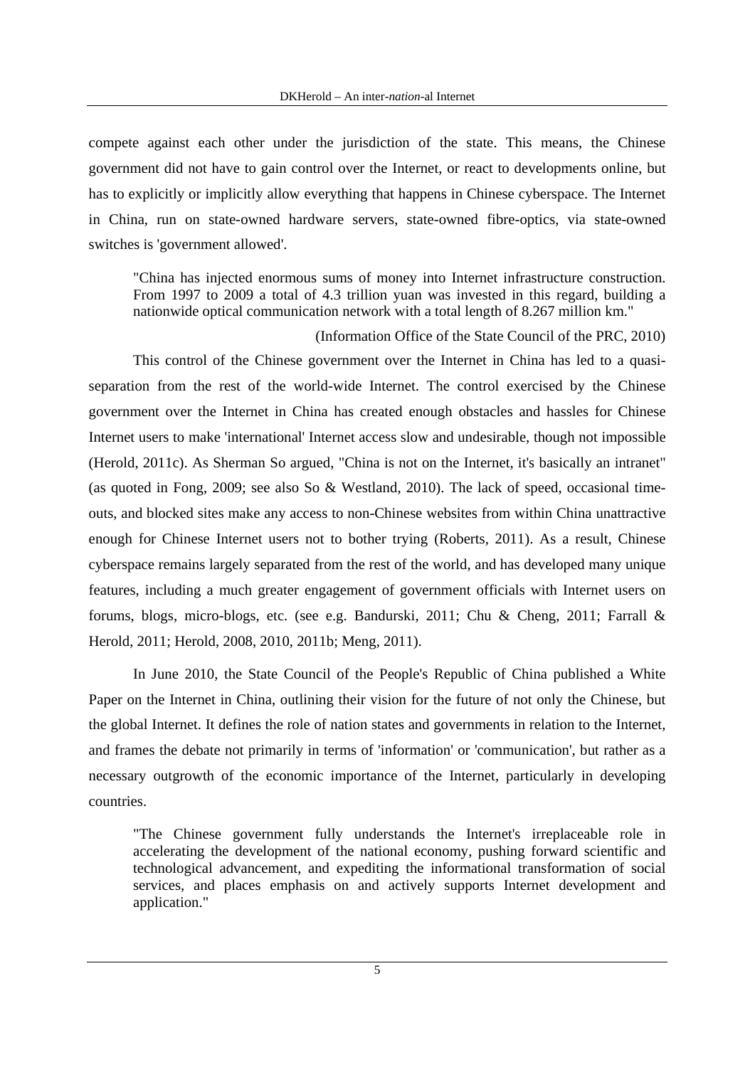compete against each other under the jurisdiction of the state. This means, the Chinese government did not have to gain control over the Internet, or react to developments online, but has to explicitly or implicitly allow everything that happens in Chinese cyberspace. The Internet in China, run on state-owned hardware servers, state-owned fibre-optics, via state-owned switches is 'government allowed'.

> "China has injected enormous sums of money into Internet infrastructure construction. From 1997 to 2009 a total of 4.3 trillion yuan was invested in this regard, building a nationwide optical communication network with a total length of 8.267 million km."
>
> (Information Office of the State Council of the PRC, 2010)

This control of the Chinese government over the Internet in China has led to a quasi-separation from the rest of the world-wide Internet. The control exercised by the Chinese government over the Internet in China has created enough obstacles and hassles for Chinese Internet users to make 'international' Internet access slow and undesirable, though not impossible (Herold, 2011c). As Sherman So argued, "China is not on the Internet, it's basically an intranet" (as quoted in Fong, 2009; see also So & Westland, 2010). The lack of speed, occasional time-outs, and blocked sites make any access to non-Chinese websites from within China unattractive enough for Chinese Internet users not to bother trying (Roberts, 2011). As a result, Chinese cyberspace remains largely separated from the rest of the world, and has developed many unique features, including a much greater engagement of government officials with Internet users on forums, blogs, micro-blogs, etc. (see e.g. Bandurski, 2011; Chu & Cheng, 2011; Farrall & Herold, 2011; Herold, 2008, 2010, 2011b; Meng, 2011).

In June 2010, the State Council of the People's Republic of China published a White Paper on the Internet in China, outlining their vision for the future of not only the Chinese, but the global Internet. It defines the role of nation states and governments in relation to the Internet, and frames the debate not primarily in terms of 'information' or 'communication', but rather as a necessary outgrowth of the economic importance of the Internet, particularly in developing countries.

> "The Chinese government fully understands the Internet's irreplaceable role in accelerating the development of the national economy, pushing forward scientific and technological advancement, and expediting the informational transformation of social services, and places emphasis on and actively supports Internet development and application."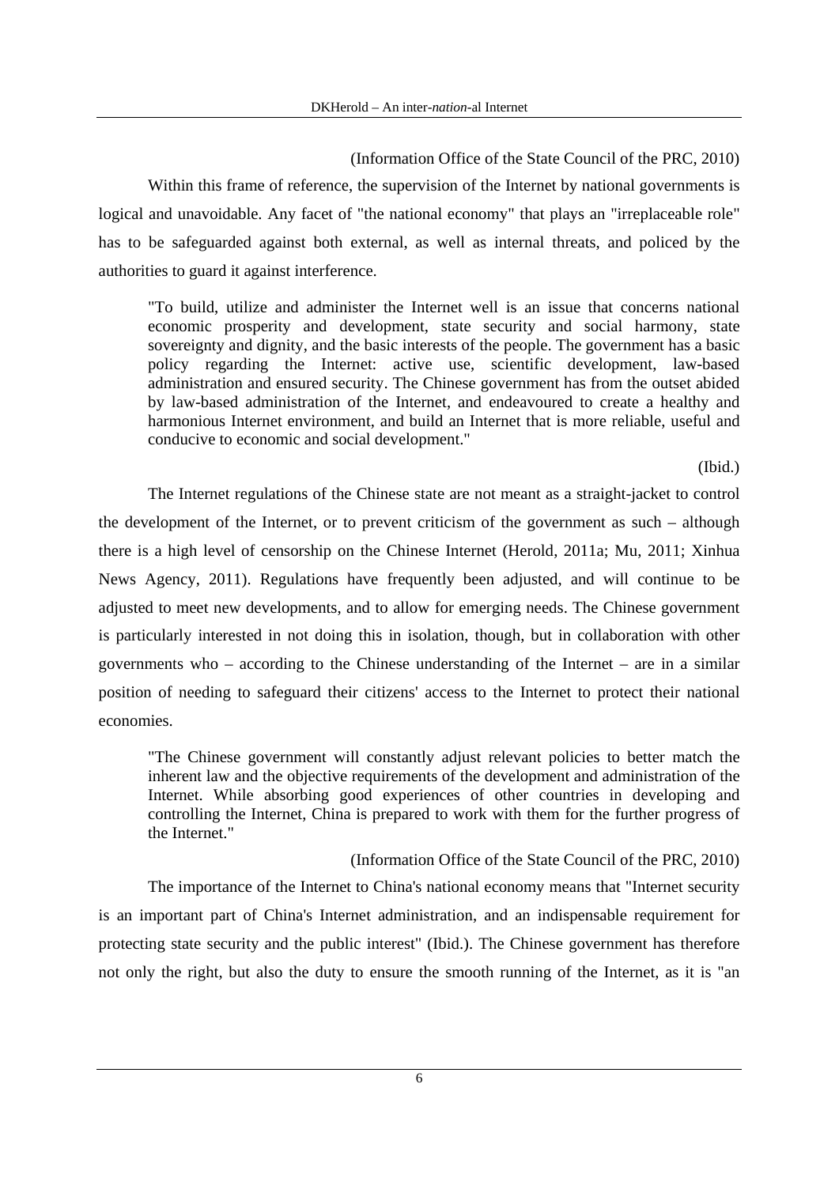(Information Office of the State Council of the PRC, 2010)

Within this frame of reference, the supervision of the Internet by national governments is logical and unavoidable. Any facet of "the national economy" that plays an "irreplaceable role" has to be safeguarded against both external, as well as internal threats, and policed by the authorities to guard it against interference.

> "To build, utilize and administer the Internet well is an issue that concerns national economic prosperity and development, state security and social harmony, state sovereignty and dignity, and the basic interests of the people. The government has a basic policy regarding the Internet: active use, scientific development, law-based administration and ensured security. The Chinese government has from the outset abided by law-based administration of the Internet, and endeavoured to create a healthy and harmonious Internet environment, and build an Internet that is more reliable, useful and conducive to economic and social development."
>
> (Ibid.)

The Internet regulations of the Chinese state are not meant as a straight-jacket to control the development of the Internet, or to prevent criticism of the government as such – although there is a high level of censorship on the Chinese Internet (Herold, 2011a; Mu, 2011; Xinhua News Agency, 2011). Regulations have frequently been adjusted, and will continue to be adjusted to meet new developments, and to allow for emerging needs. The Chinese government is particularly interested in not doing this in isolation, though, but in collaboration with other governments who – according to the Chinese understanding of the Internet – are in a similar position of needing to safeguard their citizens' access to the Internet to protect their national economies.

> "The Chinese government will constantly adjust relevant policies to better match the inherent law and the objective requirements of the development and administration of the Internet. While absorbing good experiences of other countries in developing and controlling the Internet, China is prepared to work with them for the further progress of the Internet."
>
> (Information Office of the State Council of the PRC, 2010)

The importance of the Internet to China's national economy means that "Internet security is an important part of China's Internet administration, and an indispensable requirement for protecting state security and the public interest" (Ibid.). The Chinese government has therefore not only the right, but also the duty to ensure the smooth running of the Internet, as it is "an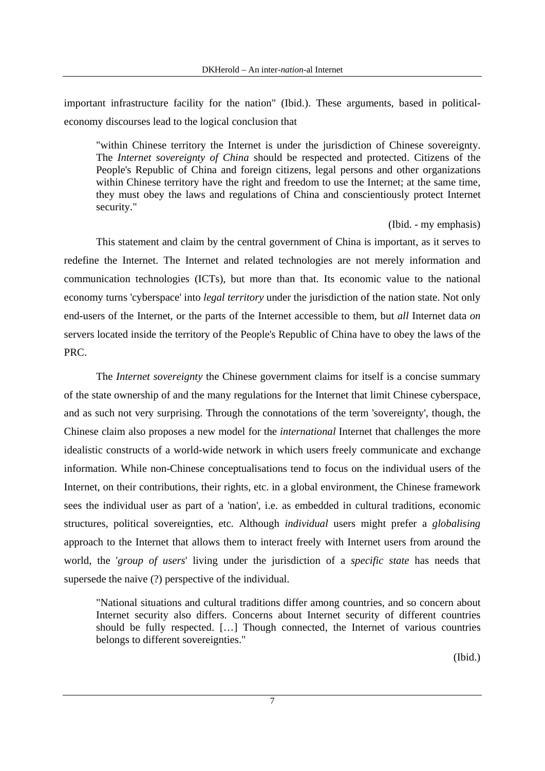important infrastructure facility for the nation" (Ibid.). These arguments, based in political-economy discourses lead to the logical conclusion that

> "within Chinese territory the Internet is under the jurisdiction of Chinese sovereignty. The *Internet sovereignty of China* should be respected and protected. Citizens of the People's Republic of China and foreign citizens, legal persons and other organizations within Chinese territory have the right and freedom to use the Internet; at the same time, they must obey the laws and regulations of China and conscientiously protect Internet security."
>
> (Ibid. - my emphasis)

This statement and claim by the central government of China is important, as it serves to redefine the Internet. The Internet and related technologies are not merely information and communication technologies (ICTs), but more than that. Its economic value to the national economy turns 'cyberspace' into *legal territory* under the jurisdiction of the nation state. Not only end-users of the Internet, or the parts of the Internet accessible to them, but *all* Internet data *on* servers located inside the territory of the People's Republic of China have to obey the laws of the PRC.

The *Internet sovereignty* the Chinese government claims for itself is a concise summary of the state ownership of and the many regulations for the Internet that limit Chinese cyberspace, and as such not very surprising. Through the connotations of the term 'sovereignty', though, the Chinese claim also proposes a new model for the *international* Internet that challenges the more idealistic constructs of a world-wide network in which users freely communicate and exchange information. While non-Chinese conceptualisations tend to focus on the individual users of the Internet, on their contributions, their rights, etc. in a global environment, the Chinese framework sees the individual user as part of a 'nation', i.e. as embedded in cultural traditions, economic structures, political sovereignties, etc. Although *individual* users might prefer a *globalising* approach to the Internet that allows them to interact freely with Internet users from around the world, the '*group of users*' living under the jurisdiction of a *specific state* has needs that supersede the naive (?) perspective of the individual.

> "National situations and cultural traditions differ among countries, and so concern about Internet security also differs. Concerns about Internet security of different countries should be fully respected. […] Though connected, the Internet of various countries belongs to different sovereignties."
>
> (Ibid.)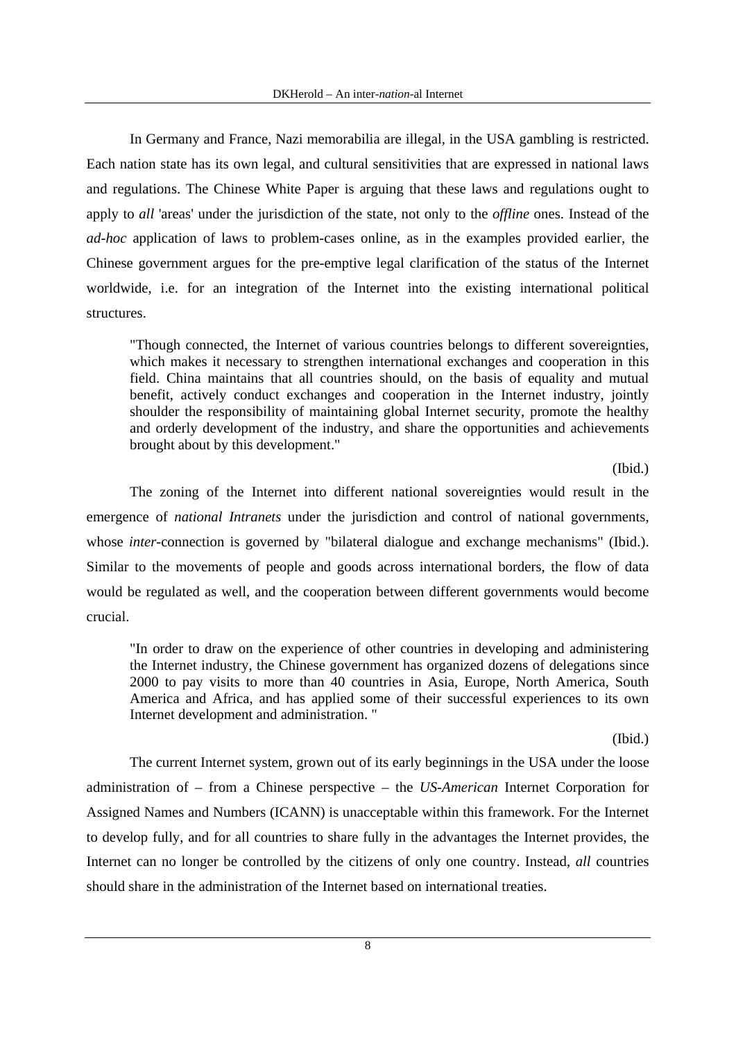In Germany and France, Nazi memorabilia are illegal, in the USA gambling is restricted. Each nation state has its own legal, and cultural sensitivities that are expressed in national laws and regulations. The Chinese White Paper is arguing that these laws and regulations ought to apply to *all* 'areas' under the jurisdiction of the state, not only to the *offline* ones. Instead of the *ad-hoc* application of laws to problem-cases online, as in the examples provided earlier, the Chinese government argues for the pre-emptive legal clarification of the status of the Internet worldwide, i.e. for an integration of the Internet into the existing international political structures.

> "Though connected, the Internet of various countries belongs to different sovereignties, which makes it necessary to strengthen international exchanges and cooperation in this field. China maintains that all countries should, on the basis of equality and mutual benefit, actively conduct exchanges and cooperation in the Internet industry, jointly shoulder the responsibility of maintaining global Internet security, promote the healthy and orderly development of the industry, and share the opportunities and achievements brought about by this development."
>
> (Ibid.)

The zoning of the Internet into different national sovereignties would result in the emergence of *national Intranets* under the jurisdiction and control of national governments, whose *inter*-connection is governed by "bilateral dialogue and exchange mechanisms" (Ibid.). Similar to the movements of people and goods across international borders, the flow of data would be regulated as well, and the cooperation between different governments would become crucial.

> "In order to draw on the experience of other countries in developing and administering the Internet industry, the Chinese government has organized dozens of delegations since 2000 to pay visits to more than 40 countries in Asia, Europe, North America, South America and Africa, and has applied some of their successful experiences to its own Internet development and administration. "
>
> (Ibid.)

The current Internet system, grown out of its early beginnings in the USA under the loose administration of – from a Chinese perspective – the *US-American* Internet Corporation for Assigned Names and Numbers (ICANN) is unacceptable within this framework. For the Internet to develop fully, and for all countries to share fully in the advantages the Internet provides, the Internet can no longer be controlled by the citizens of only one country. Instead, *all* countries should share in the administration of the Internet based on international treaties.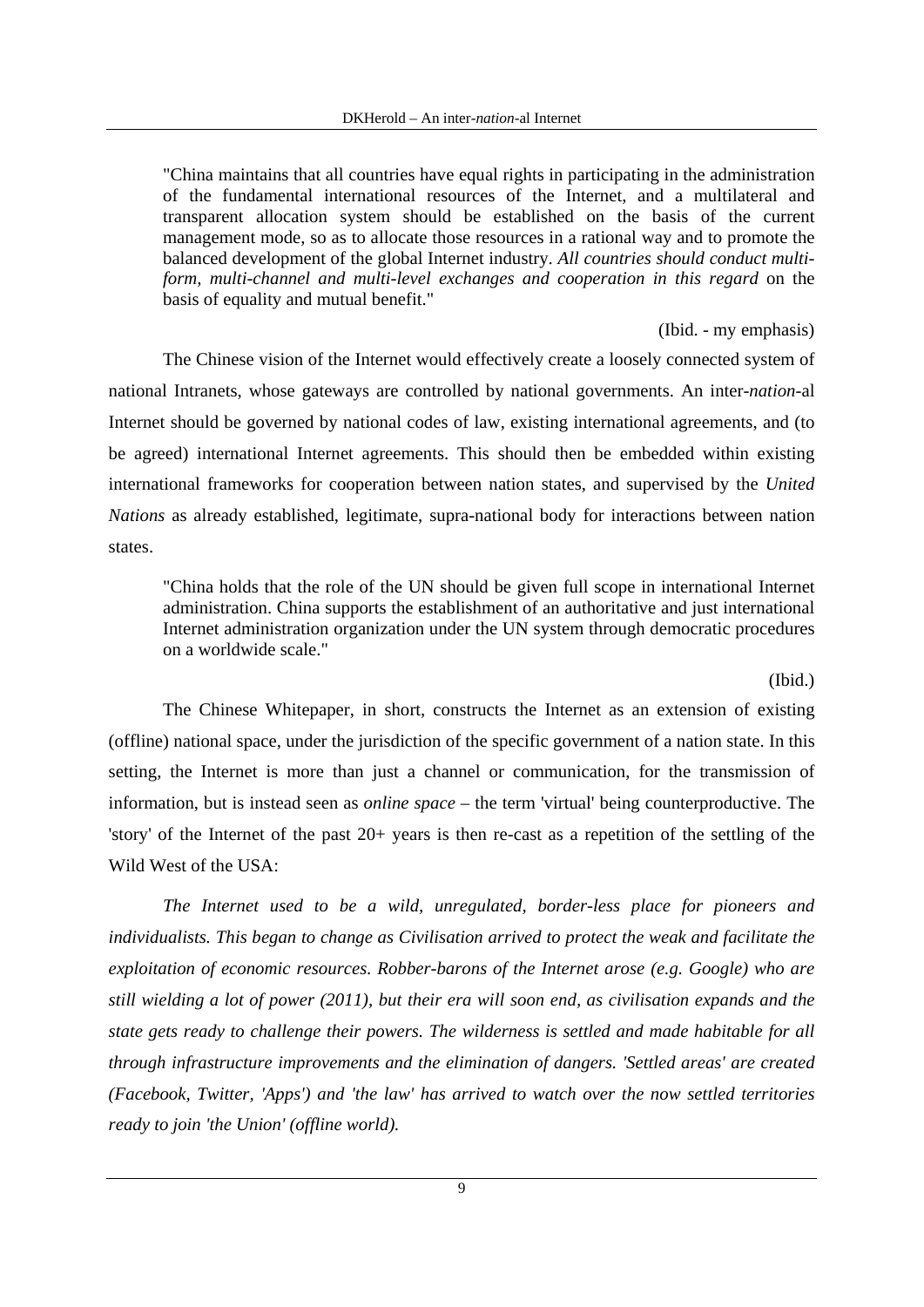> "China maintains that all countries have equal rights in participating in the administration of the fundamental international resources of the Internet, and a multilateral and transparent allocation system should be established on the basis of the current management mode, so as to allocate those resources in a rational way and to promote the balanced development of the global Internet industry. *All countries should conduct multi-form, multi-channel and multi-level exchanges and cooperation in this regard* on the basis of equality and mutual benefit."
>
> (Ibid. - my emphasis)

The Chinese vision of the Internet would effectively create a loosely connected system of national Intranets, whose gateways are controlled by national governments. An inter-*nation*-al Internet should be governed by national codes of law, existing international agreements, and (to be agreed) international Internet agreements. This should then be embedded within existing international frameworks for cooperation between nation states, and supervised by the *United Nations* as already established, legitimate, supra-national body for interactions between nation states.

> "China holds that the role of the UN should be given full scope in international Internet administration. China supports the establishment of an authoritative and just international Internet administration organization under the UN system through democratic procedures on a worldwide scale."
>
> (Ibid.)

The Chinese Whitepaper, in short, constructs the Internet as an extension of existing (offline) national space, under the jurisdiction of the specific government of a nation state. In this setting, the Internet is more than just a channel or communication, for the transmission of information, but is instead seen as *online space* – the term 'virtual' being counterproductive. The 'story' of the Internet of the past 20+ years is then re-cast as a repetition of the settling of the Wild West of the USA:

*The Internet used to be a wild, unregulated, border-less place for pioneers and individualists. This began to change as Civilisation arrived to protect the weak and facilitate the exploitation of economic resources. Robber-barons of the Internet arose (e.g. Google) who are still wielding a lot of power (2011), but their era will soon end, as civilisation expands and the state gets ready to challenge their powers. The wilderness is settled and made habitable for all through infrastructure improvements and the elimination of dangers. 'Settled areas' are created (Facebook, Twitter, 'Apps') and 'the law' has arrived to watch over the now settled territories ready to join 'the Union' (offline world).*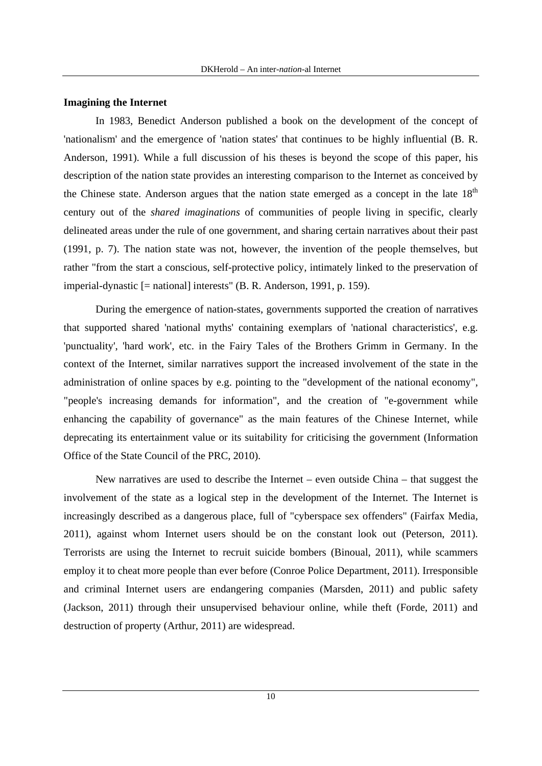**Imagining the Internet**

In 1983, Benedict Anderson published a book on the development of the concept of 'nationalism' and the emergence of 'nation states' that continues to be highly influential (B. R. Anderson, 1991). While a full discussion of his theses is beyond the scope of this paper, his description of the nation state provides an interesting comparison to the Internet as conceived by the Chinese state. Anderson argues that the nation state emerged as a concept in the late $18^{th}$ century out of the *shared imaginations* of communities of people living in specific, clearly delineated areas under the rule of one government, and sharing certain narratives about their past (1991, p. 7). The nation state was not, however, the invention of the people themselves, but rather "from the start a conscious, self-protective policy, intimately linked to the preservation of imperial-dynastic [= national] interests" (B. R. Anderson, 1991, p. 159).

During the emergence of nation-states, governments supported the creation of narratives that supported shared 'national myths' containing exemplars of 'national characteristics', e.g. 'punctuality', 'hard work', etc. in the Fairy Tales of the Brothers Grimm in Germany. In the context of the Internet, similar narratives support the increased involvement of the state in the administration of online spaces by e.g. pointing to the "development of the national economy", "people's increasing demands for information", and the creation of "e-government while enhancing the capability of governance" as the main features of the Chinese Internet, while deprecating its entertainment value or its suitability for criticising the government (Information Office of the State Council of the PRC, 2010).

New narratives are used to describe the Internet – even outside China – that suggest the involvement of the state as a logical step in the development of the Internet. The Internet is increasingly described as a dangerous place, full of "cyberspace sex offenders" (Fairfax Media, 2011), against whom Internet users should be on the constant look out (Peterson, 2011). Terrorists are using the Internet to recruit suicide bombers (Binoual, 2011), while scammers employ it to cheat more people than ever before (Conroe Police Department, 2011). Irresponsible and criminal Internet users are endangering companies (Marsden, 2011) and public safety (Jackson, 2011) through their unsupervised behaviour online, while theft (Forde, 2011) and destruction of property (Arthur, 2011) are widespread.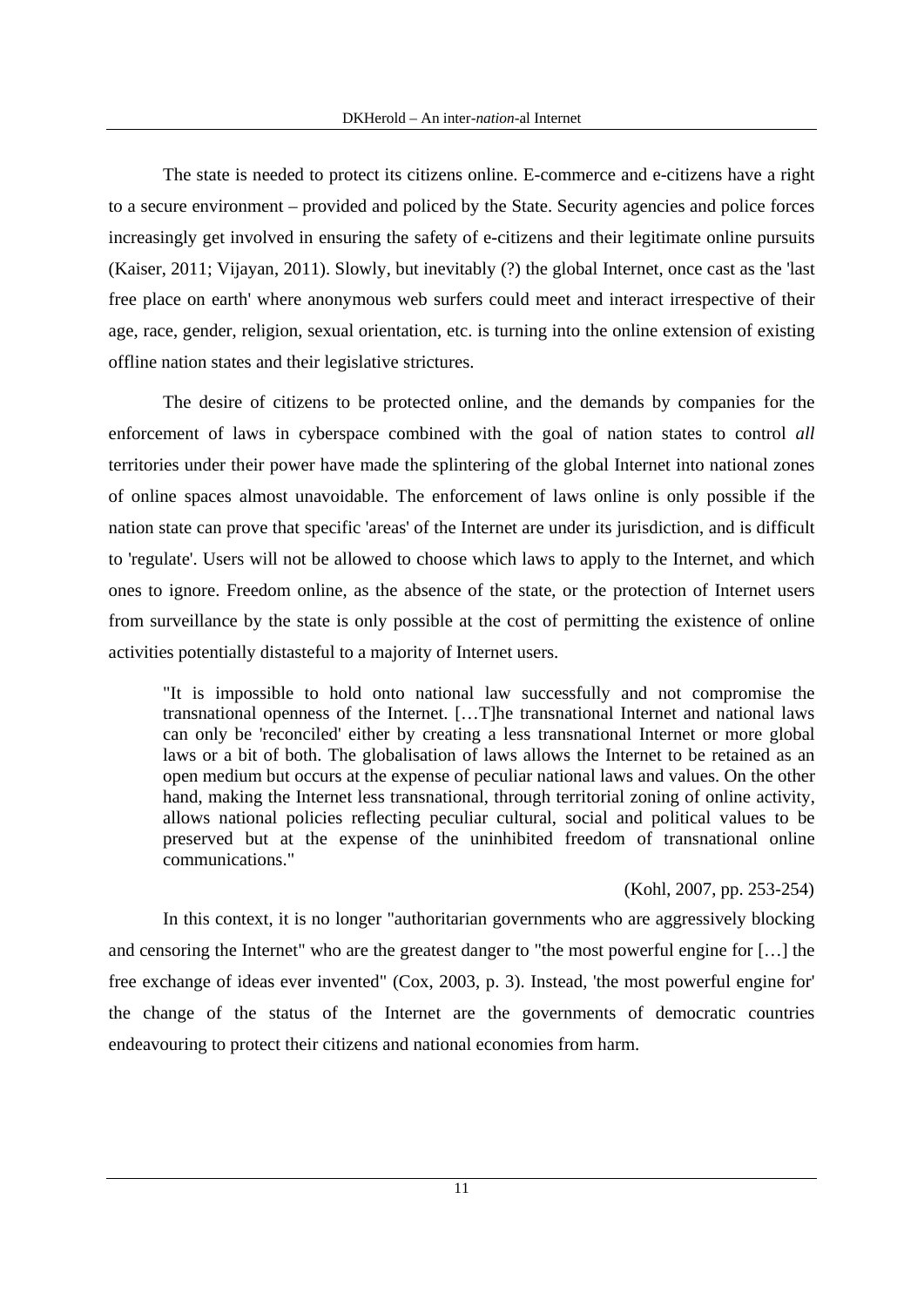The state is needed to protect its citizens online. E-commerce and e-citizens have a right to a secure environment – provided and policed by the State. Security agencies and police forces increasingly get involved in ensuring the safety of e-citizens and their legitimate online pursuits (Kaiser, 2011; Vijayan, 2011). Slowly, but inevitably (?) the global Internet, once cast as the 'last free place on earth' where anonymous web surfers could meet and interact irrespective of their age, race, gender, religion, sexual orientation, etc. is turning into the online extension of existing offline nation states and their legislative strictures.

The desire of citizens to be protected online, and the demands by companies for the enforcement of laws in cyberspace combined with the goal of nation states to control *all* territories under their power have made the splintering of the global Internet into national zones of online spaces almost unavoidable. The enforcement of laws online is only possible if the nation state can prove that specific 'areas' of the Internet are under its jurisdiction, and is difficult to 'regulate'. Users will not be allowed to choose which laws to apply to the Internet, and which ones to ignore. Freedom online, as the absence of the state, or the protection of Internet users from surveillance by the state is only possible at the cost of permitting the existence of online activities potentially distasteful to a majority of Internet users.

> "It is impossible to hold onto national law successfully and not compromise the transnational openness of the Internet. […T]he transnational Internet and national laws can only be 'reconciled' either by creating a less transnational Internet or more global laws or a bit of both. The globalisation of laws allows the Internet to be retained as an open medium but occurs at the expense of peculiar national laws and values. On the other hand, making the Internet less transnational, through territorial zoning of online activity, allows national policies reflecting peculiar cultural, social and political values to be preserved but at the expense of the uninhibited freedom of transnational online communications."
>
> (Kohl, 2007, pp. 253-254)

In this context, it is no longer "authoritarian governments who are aggressively blocking and censoring the Internet" who are the greatest danger to "the most powerful engine for […] the free exchange of ideas ever invented" (Cox, 2003, p. 3). Instead, 'the most powerful engine for' the change of the status of the Internet are the governments of democratic countries endeavouring to protect their citizens and national economies from harm.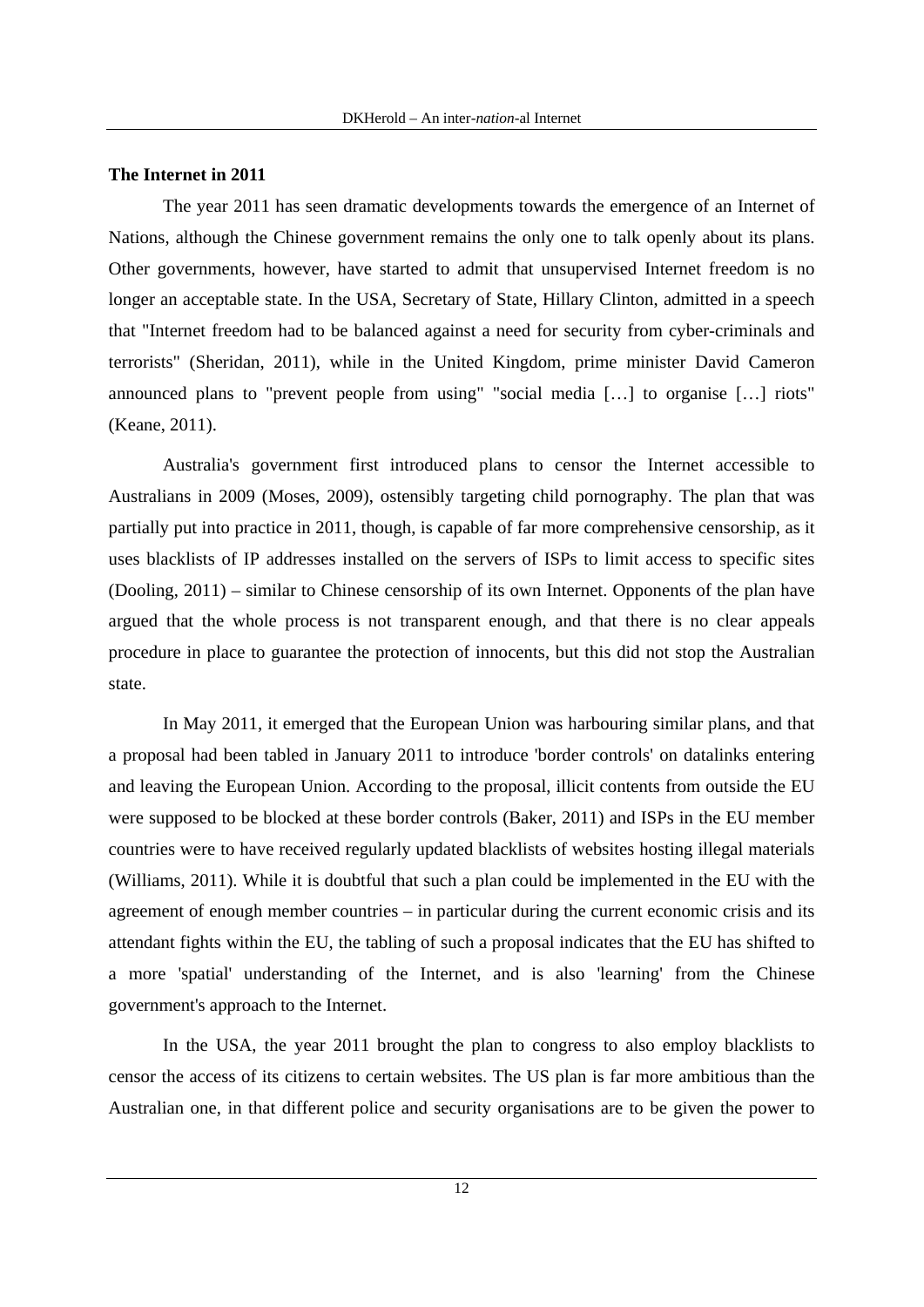**The Internet in 2011**

The year 2011 has seen dramatic developments towards the emergence of an Internet of Nations, although the Chinese government remains the only one to talk openly about its plans. Other governments, however, have started to admit that unsupervised Internet freedom is no longer an acceptable state. In the USA, Secretary of State, Hillary Clinton, admitted in a speech that "Internet freedom had to be balanced against a need for security from cyber-criminals and terrorists" (Sheridan, 2011), while in the United Kingdom, prime minister David Cameron announced plans to "prevent people from using" "social media […] to organise […] riots" (Keane, 2011).

Australia's government first introduced plans to censor the Internet accessible to Australians in 2009 (Moses, 2009), ostensibly targeting child pornography. The plan that was partially put into practice in 2011, though, is capable of far more comprehensive censorship, as it uses blacklists of IP addresses installed on the servers of ISPs to limit access to specific sites (Dooling, 2011) – similar to Chinese censorship of its own Internet. Opponents of the plan have argued that the whole process is not transparent enough, and that there is no clear appeals procedure in place to guarantee the protection of innocents, but this did not stop the Australian state.

In May 2011, it emerged that the European Union was harbouring similar plans, and that a proposal had been tabled in January 2011 to introduce 'border controls' on datalinks entering and leaving the European Union. According to the proposal, illicit contents from outside the EU were supposed to be blocked at these border controls (Baker, 2011) and ISPs in the EU member countries were to have received regularly updated blacklists of websites hosting illegal materials (Williams, 2011). While it is doubtful that such a plan could be implemented in the EU with the agreement of enough member countries – in particular during the current economic crisis and its attendant fights within the EU, the tabling of such a proposal indicates that the EU has shifted to a more 'spatial' understanding of the Internet, and is also 'learning' from the Chinese government's approach to the Internet.

In the USA, the year 2011 brought the plan to congress to also employ blacklists to censor the access of its citizens to certain websites. The US plan is far more ambitious than the Australian one, in that different police and security organisations are to be given the power to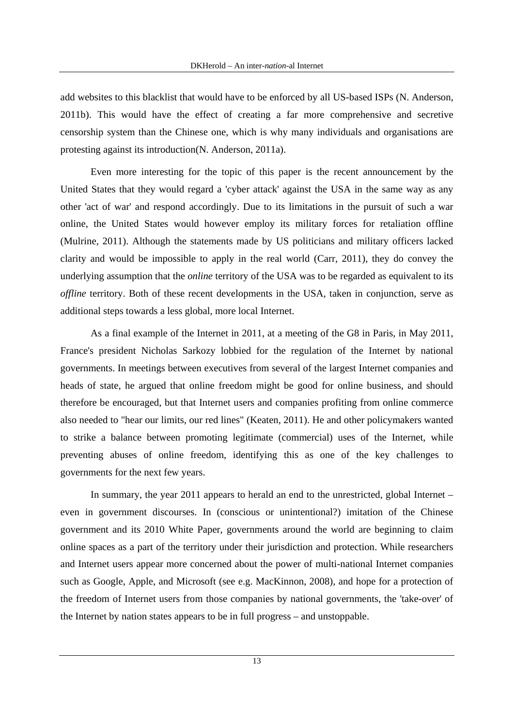add websites to this blacklist that would have to be enforced by all US-based ISPs (N. Anderson, 2011b). This would have the effect of creating a far more comprehensive and secretive censorship system than the Chinese one, which is why many individuals and organisations are protesting against its introduction(N. Anderson, 2011a).

Even more interesting for the topic of this paper is the recent announcement by the United States that they would regard a 'cyber attack' against the USA in the same way as any other 'act of war' and respond accordingly. Due to its limitations in the pursuit of such a war online, the United States would however employ its military forces for retaliation offline (Mulrine, 2011). Although the statements made by US politicians and military officers lacked clarity and would be impossible to apply in the real world (Carr, 2011), they do convey the underlying assumption that the *online* territory of the USA was to be regarded as equivalent to its *offline* territory. Both of these recent developments in the USA, taken in conjunction, serve as additional steps towards a less global, more local Internet.

As a final example of the Internet in 2011, at a meeting of the G8 in Paris, in May 2011, France's president Nicholas Sarkozy lobbied for the regulation of the Internet by national governments. In meetings between executives from several of the largest Internet companies and heads of state, he argued that online freedom might be good for online business, and should therefore be encouraged, but that Internet users and companies profiting from online commerce also needed to "hear our limits, our red lines" (Keaten, 2011). He and other policymakers wanted to strike a balance between promoting legitimate (commercial) uses of the Internet, while preventing abuses of online freedom, identifying this as one of the key challenges to governments for the next few years.

In summary, the year 2011 appears to herald an end to the unrestricted, global Internet – even in government discourses. In (conscious or unintentional?) imitation of the Chinese government and its 2010 White Paper, governments around the world are beginning to claim online spaces as a part of the territory under their jurisdiction and protection. While researchers and Internet users appear more concerned about the power of multi-national Internet companies such as Google, Apple, and Microsoft (see e.g. MacKinnon, 2008), and hope for a protection of the freedom of Internet users from those companies by national governments, the 'take-over' of the Internet by nation states appears to be in full progress – and unstoppable.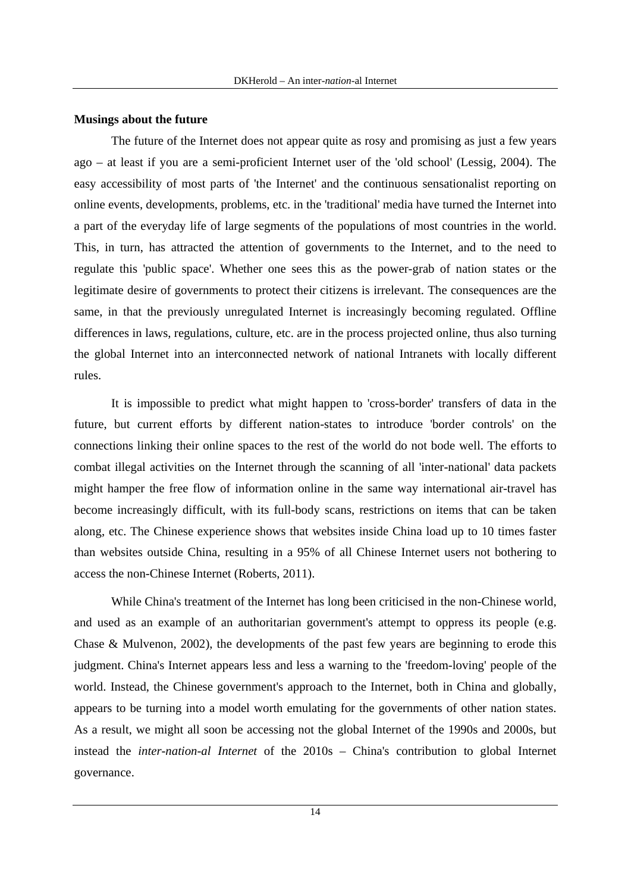**Musings about the future**

The future of the Internet does not appear quite as rosy and promising as just a few years ago – at least if you are a semi-proficient Internet user of the 'old school' (Lessig, 2004). The easy accessibility of most parts of 'the Internet' and the continuous sensationalist reporting on online events, developments, problems, etc. in the 'traditional' media have turned the Internet into a part of the everyday life of large segments of the populations of most countries in the world. This, in turn, has attracted the attention of governments to the Internet, and to the need to regulate this 'public space'. Whether one sees this as the power-grab of nation states or the legitimate desire of governments to protect their citizens is irrelevant. The consequences are the same, in that the previously unregulated Internet is increasingly becoming regulated. Offline differences in laws, regulations, culture, etc. are in the process projected online, thus also turning the global Internet into an interconnected network of national Intranets with locally different rules.

It is impossible to predict what might happen to 'cross-border' transfers of data in the future, but current efforts by different nation-states to introduce 'border controls' on the connections linking their online spaces to the rest of the world do not bode well. The efforts to combat illegal activities on the Internet through the scanning of all 'inter-national' data packets might hamper the free flow of information online in the same way international air-travel has become increasingly difficult, with its full-body scans, restrictions on items that can be taken along, etc. The Chinese experience shows that websites inside China load up to 10 times faster than websites outside China, resulting in a 95% of all Chinese Internet users not bothering to access the non-Chinese Internet (Roberts, 2011).

While China's treatment of the Internet has long been criticised in the non-Chinese world, and used as an example of an authoritarian government's attempt to oppress its people (e.g. Chase & Mulvenon, 2002), the developments of the past few years are beginning to erode this judgment. China's Internet appears less and less a warning to the 'freedom-loving' people of the world. Instead, the Chinese government's approach to the Internet, both in China and globally, appears to be turning into a model worth emulating for the governments of other nation states. As a result, we might all soon be accessing not the global Internet of the 1990s and 2000s, but instead the *inter-nation-al Internet* of the 2010s – China's contribution to global Internet governance.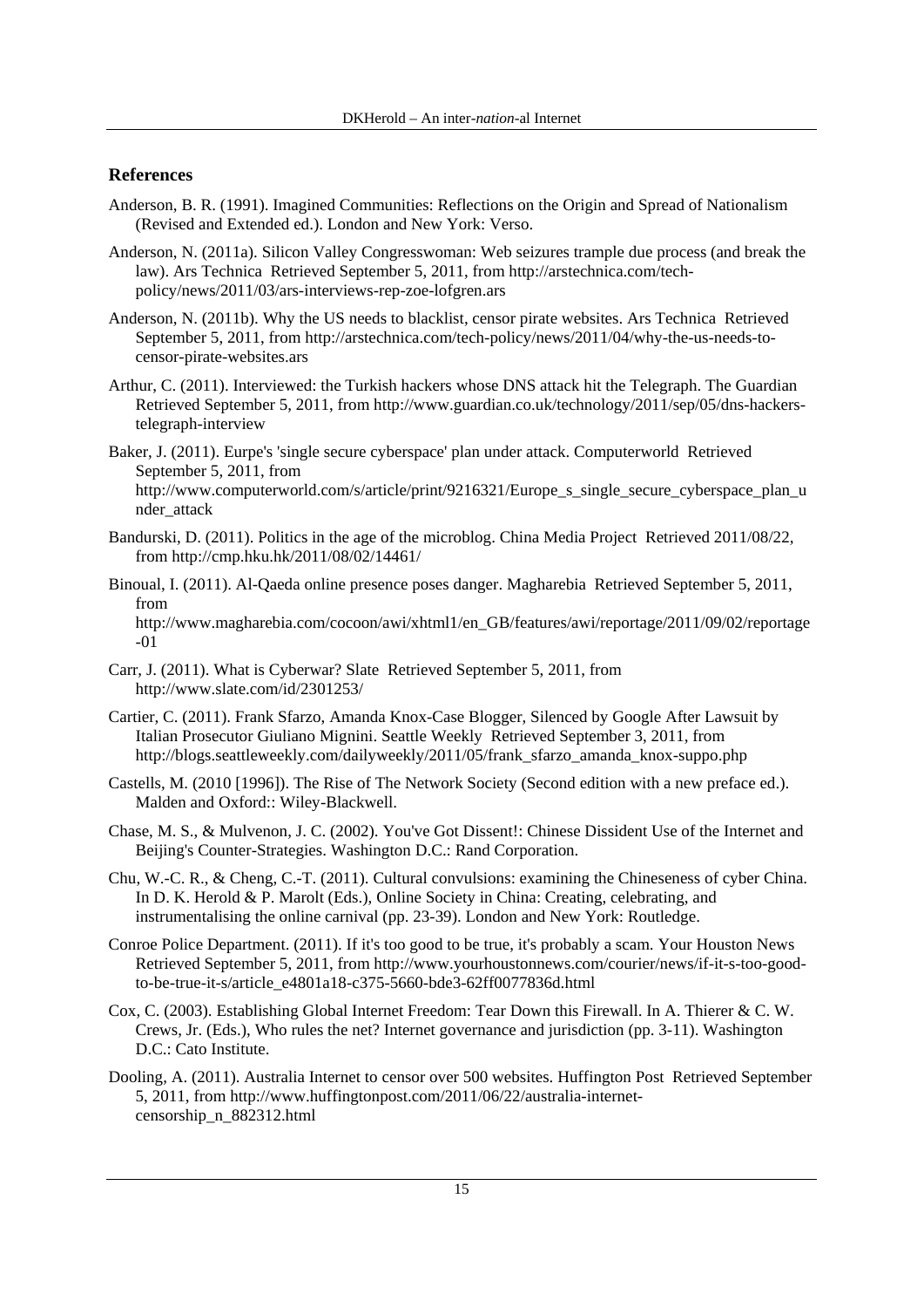## References

Anderson, B. R. (1991). Imagined Communities: Reflections on the Origin and Spread of Nationalism (Revised and Extended ed.). London and New York: Verso.

Anderson, N. (2011a). Silicon Valley Congresswoman: Web seizures trample due process (and break the law). Ars Technica Retrieved September 5, 2011, from http://arstechnica.com/tech-policy/news/2011/03/ars-interviews-rep-zoe-lofgren.ars

Anderson, N. (2011b). Why the US needs to blacklist, censor pirate websites. Ars Technica Retrieved September 5, 2011, from http://arstechnica.com/tech-policy/news/2011/04/why-the-us-needs-to-censor-pirate-websites.ars

Arthur, C. (2011). Interviewed: the Turkish hackers whose DNS attack hit the Telegraph. The Guardian Retrieved September 5, 2011, from http://www.guardian.co.uk/technology/2011/sep/05/dns-hackers-telegraph-interview

Baker, J. (2011). Eurpe's 'single secure cyberspace' plan under attack. Computerworld Retrieved September 5, 2011, from http://www.computerworld.com/s/article/print/9216321/Europe_s_single_secure_cyberspace_plan_under_attack

Bandurski, D. (2011). Politics in the age of the microblog. China Media Project Retrieved 2011/08/22, from http://cmp.hku.hk/2011/08/02/14461/

Binoual, I. (2011). Al-Qaeda online presence poses danger. Magharebia Retrieved September 5, 2011, from http://www.magharebia.com/cocoon/awi/xhtml1/en_GB/features/awi/reportage/2011/09/02/reportage-01

Carr, J. (2011). What is Cyberwar? Slate Retrieved September 5, 2011, from http://www.slate.com/id/2301253/

Cartier, C. (2011). Frank Sfarzo, Amanda Knox-Case Blogger, Silenced by Google After Lawsuit by Italian Prosecutor Giuliano Mignini. Seattle Weekly Retrieved September 3, 2011, from http://blogs.seattleweekly.com/dailyweekly/2011/05/frank_sfarzo_amanda_knox-suppo.php

Castells, M. (2010 [1996]). The Rise of The Network Society (Second edition with a new preface ed.). Malden and Oxford:: Wiley-Blackwell.

Chase, M. S., & Mulvenon, J. C. (2002). You've Got Dissent!: Chinese Dissident Use of the Internet and Beijing's Counter-Strategies. Washington D.C.: Rand Corporation.

Chu, W.-C. R., & Cheng, C.-T. (2011). Cultural convulsions: examining the Chineseness of cyber China. In D. K. Herold & P. Marolt (Eds.), Online Society in China: Creating, celebrating, and instrumentalising the online carnival (pp. 23-39). London and New York: Routledge.

Conroe Police Department. (2011). If it's too good to be true, it's probably a scam. Your Houston News Retrieved September 5, 2011, from http://www.yourhoustonnews.com/courier/news/if-it-s-too-good-to-be-true-it-s/article_e4801a18-c375-5660-bde3-62ff0077836d.html

Cox, C. (2003). Establishing Global Internet Freedom: Tear Down this Firewall. In A. Thierer & C. W. Crews, Jr. (Eds.), Who rules the net? Internet governance and jurisdiction (pp. 3-11). Washington D.C.: Cato Institute.

Dooling, A. (2011). Australia Internet to censor over 500 websites. Huffington Post Retrieved September 5, 2011, from http://www.huffingtonpost.com/2011/06/22/australia-internet-censorship_n_882312.html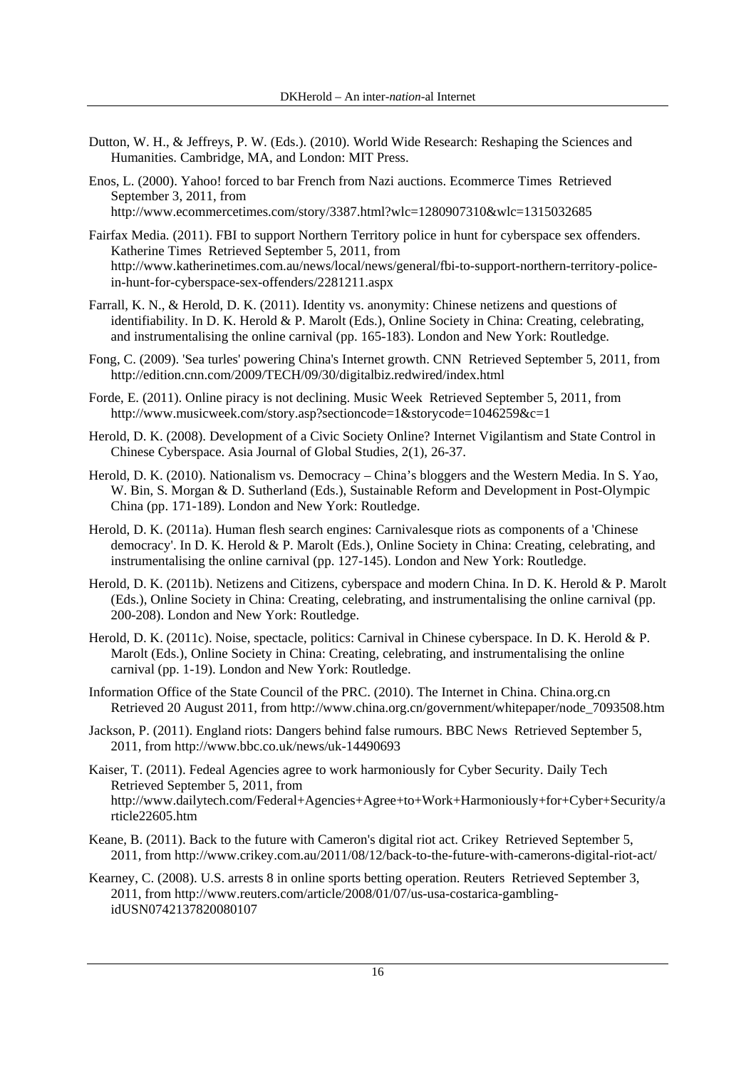Dutton, W. H., & Jeffreys, P. W. (Eds.). (2010). World Wide Research: Reshaping the Sciences and Humanities. Cambridge, MA, and London: MIT Press.

Enos, L. (2000). Yahoo! forced to bar French from Nazi auctions. Ecommerce Times Retrieved September 3, 2011, from http://www.ecommercetimes.com/story/3387.html?wlc=1280907310&wlc=1315032685

Fairfax Media. (2011). FBI to support Northern Territory police in hunt for cyberspace sex offenders. Katherine Times Retrieved September 5, 2011, from http://www.katherinetimes.com.au/news/local/news/general/fbi-to-support-northern-territory-police-in-hunt-for-cyberspace-sex-offenders/2281211.aspx

Farrall, K. N., & Herold, D. K. (2011). Identity vs. anonymity: Chinese netizens and questions of identifiability. In D. K. Herold & P. Marolt (Eds.), Online Society in China: Creating, celebrating, and instrumentalising the online carnival (pp. 165-183). London and New York: Routledge.

Fong, C. (2009). 'Sea turles' powering China's Internet growth. CNN Retrieved September 5, 2011, from http://edition.cnn.com/2009/TECH/09/30/digitalbiz.redwired/index.html

Forde, E. (2011). Online piracy is not declining. Music Week Retrieved September 5, 2011, from http://www.musicweek.com/story.asp?sectioncode=1&storycode=1046259&c=1

Herold, D. K. (2008). Development of a Civic Society Online? Internet Vigilantism and State Control in Chinese Cyberspace. Asia Journal of Global Studies, 2(1), 26-37.

Herold, D. K. (2010). Nationalism vs. Democracy – China's bloggers and the Western Media. In S. Yao, W. Bin, S. Morgan & D. Sutherland (Eds.), Sustainable Reform and Development in Post-Olympic China (pp. 171-189). London and New York: Routledge.

Herold, D. K. (2011a). Human flesh search engines: Carnivalesque riots as components of a 'Chinese democracy'. In D. K. Herold & P. Marolt (Eds.), Online Society in China: Creating, celebrating, and instrumentalising the online carnival (pp. 127-145). London and New York: Routledge.

Herold, D. K. (2011b). Netizens and Citizens, cyberspace and modern China. In D. K. Herold & P. Marolt (Eds.), Online Society in China: Creating, celebrating, and instrumentalising the online carnival (pp. 200-208). London and New York: Routledge.

Herold, D. K. (2011c). Noise, spectacle, politics: Carnival in Chinese cyberspace. In D. K. Herold & P. Marolt (Eds.), Online Society in China: Creating, celebrating, and instrumentalising the online carnival (pp. 1-19). London and New York: Routledge.

Information Office of the State Council of the PRC. (2010). The Internet in China. China.org.cn Retrieved 20 August 2011, from http://www.china.org.cn/government/whitepaper/node_7093508.htm

Jackson, P. (2011). England riots: Dangers behind false rumours. BBC News Retrieved September 5, 2011, from http://www.bbc.co.uk/news/uk-14490693

Kaiser, T. (2011). Fedeal Agencies agree to work harmoniously for Cyber Security. Daily Tech Retrieved September 5, 2011, from http://www.dailytech.com/Federal+Agencies+Agree+to+Work+Harmoniously+for+Cyber+Security/article22605.htm

Keane, B. (2011). Back to the future with Cameron's digital riot act. Crikey Retrieved September 5, 2011, from http://www.crikey.com.au/2011/08/12/back-to-the-future-with-camerons-digital-riot-act/

Kearney, C. (2008). U.S. arrests 8 in online sports betting operation. Reuters Retrieved September 3, 2011, from http://www.reuters.com/article/2008/01/07/us-usa-costarica-gambling-idUSN0742137820080107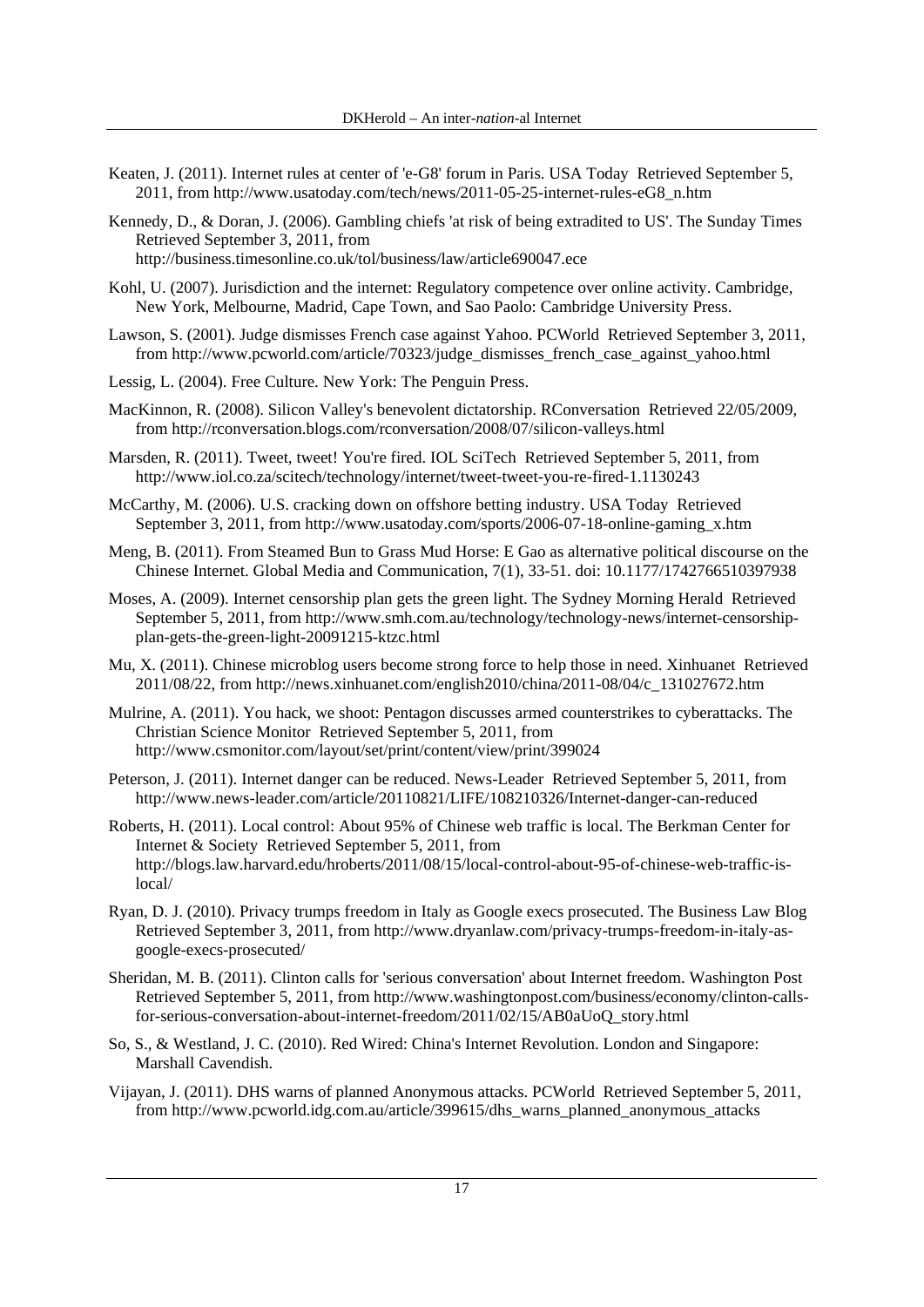Keaten, J. (2011). Internet rules at center of 'e-G8' forum in Paris. USA Today Retrieved September 5, 2011, from http://www.usatoday.com/tech/news/2011-05-25-internet-rules-eG8_n.htm

Kennedy, D., & Doran, J. (2006). Gambling chiefs 'at risk of being extradited to US'. The Sunday Times Retrieved September 3, 2011, from http://business.timesonline.co.uk/tol/business/law/article690047.ece

Kohl, U. (2007). Jurisdiction and the internet: Regulatory competence over online activity. Cambridge, New York, Melbourne, Madrid, Cape Town, and Sao Paolo: Cambridge University Press.

Lawson, S. (2001). Judge dismisses French case against Yahoo. PCWorld Retrieved September 3, 2011, from http://www.pcworld.com/article/70323/judge_dismisses_french_case_against_yahoo.html

Lessig, L. (2004). Free Culture. New York: The Penguin Press.

MacKinnon, R. (2008). Silicon Valley's benevolent dictatorship. RConversation Retrieved 22/05/2009, from http://rconversation.blogs.com/rconversation/2008/07/silicon-valleys.html

Marsden, R. (2011). Tweet, tweet! You're fired. IOL SciTech Retrieved September 5, 2011, from http://www.iol.co.za/scitech/technology/internet/tweet-tweet-you-re-fired-1.1130243

McCarthy, M. (2006). U.S. cracking down on offshore betting industry. USA Today Retrieved September 3, 2011, from http://www.usatoday.com/sports/2006-07-18-online-gaming_x.htm

Meng, B. (2011). From Steamed Bun to Grass Mud Horse: E Gao as alternative political discourse on the Chinese Internet. Global Media and Communication, 7(1), 33-51. doi: 10.1177/1742766510397938

Moses, A. (2009). Internet censorship plan gets the green light. The Sydney Morning Herald Retrieved September 5, 2011, from http://www.smh.com.au/technology/technology-news/internet-censorship-plan-gets-the-green-light-20091215-ktzc.html

Mu, X. (2011). Chinese microblog users become strong force to help those in need. Xinhuanet Retrieved 2011/08/22, from http://news.xinhuanet.com/english2010/china/2011-08/04/c_131027672.htm

Mulrine, A. (2011). You hack, we shoot: Pentagon discusses armed counterstrikes to cyberattacks. The Christian Science Monitor Retrieved September 5, 2011, from http://www.csmonitor.com/layout/set/print/content/view/print/399024

Peterson, J. (2011). Internet danger can be reduced. News-Leader Retrieved September 5, 2011, from http://www.news-leader.com/article/20110821/LIFE/108210326/Internet-danger-can-reduced

Roberts, H. (2011). Local control: About 95% of Chinese web traffic is local. The Berkman Center for Internet & Society Retrieved September 5, 2011, from http://blogs.law.harvard.edu/hroberts/2011/08/15/local-control-about-95-of-chinese-web-traffic-is-local/

Ryan, D. J. (2010). Privacy trumps freedom in Italy as Google execs prosecuted. The Business Law Blog Retrieved September 3, 2011, from http://www.dryanlaw.com/privacy-trumps-freedom-in-italy-as-google-execs-prosecuted/

Sheridan, M. B. (2011). Clinton calls for 'serious conversation' about Internet freedom. Washington Post Retrieved September 5, 2011, from http://www.washingtonpost.com/business/economy/clinton-calls-for-serious-conversation-about-internet-freedom/2011/02/15/AB0aUoQ_story.html

So, S., & Westland, J. C. (2010). Red Wired: China's Internet Revolution. London and Singapore: Marshall Cavendish.

Vijayan, J. (2011). DHS warns of planned Anonymous attacks. PCWorld Retrieved September 5, 2011, from http://www.pcworld.idg.com.au/article/399615/dhs_warns_planned_anonymous_attacks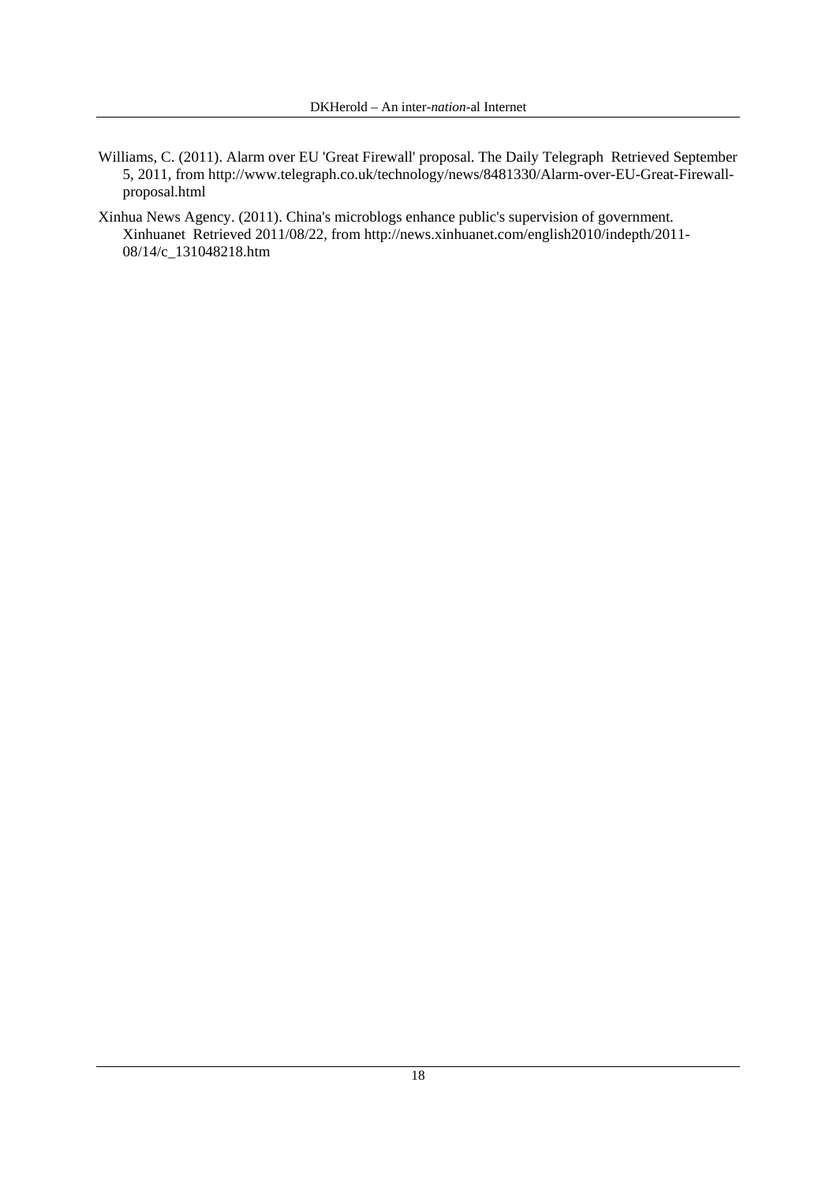Williams, C. (2011). Alarm over EU 'Great Firewall' proposal. The Daily Telegraph Retrieved September 5, 2011, from http://www.telegraph.co.uk/technology/news/8481330/Alarm-over-EU-Great-Firewall-proposal.html

Xinhua News Agency. (2011). China's microblogs enhance public's supervision of government. Xinhuanet Retrieved 2011/08/22, from http://news.xinhuanet.com/english2010/indepth/2011-08/14/c_131048218.htm